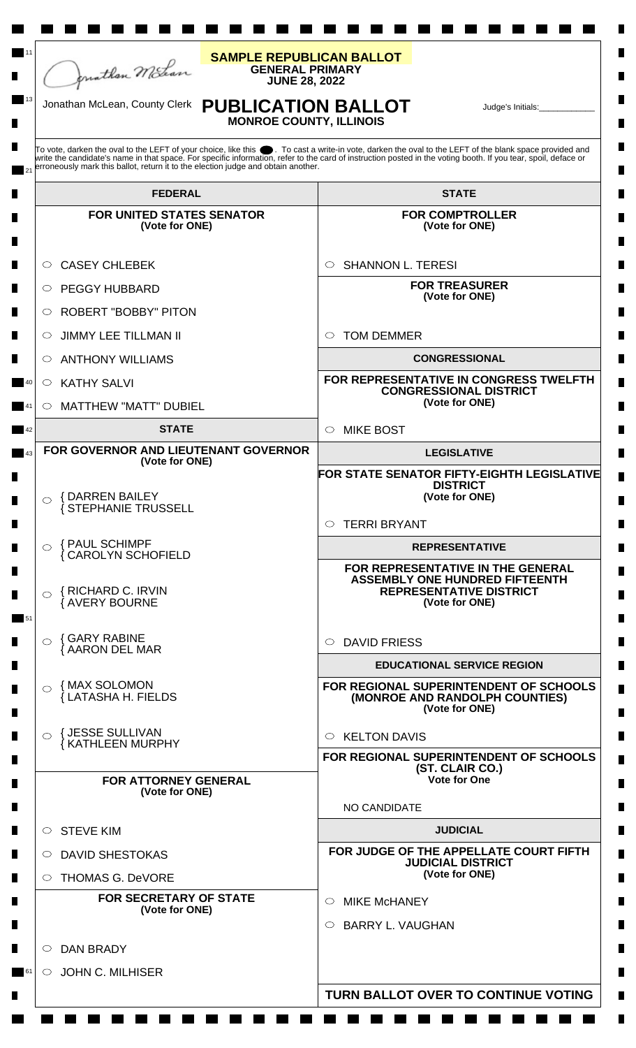Jonathan McLean, County Clerk

## SAMPLE REPUBLICAN BALLOT

**GENERAL PRIMARY**
**JUNE 28, 2022**

## PUBLICATION BALLOT

**MONROE COUNTY, ILLINOIS**

Judge's Initials:___________

To vote, darken the oval to the LEFT of your choice, like this ⬤. To cast a write-in vote, darken the oval to the LEFT of the blank space provided and write the candidate's name in that space. For specific information, refer to the card of instruction posted in the voting booth. If you tear, spoil, deface or erroneously mark this ballot, return it to the election judge and obtain another.

### FEDERAL

**FOR UNITED STATES SENATOR**
**(Vote for ONE)**

- ○ CASEY CHLEBEK
- ○ PEGGY HUBBARD
- ○ ROBERT "BOBBY" PITON
- ○ JIMMY LEE TILLMAN II
- ○ ANTHONY WILLIAMS
- ○ KATHY SALVI
- ○ MATTHEW "MATT" DUBIEL

### STATE

**FOR GOVERNOR AND LIEUTENANT GOVERNOR**
**(Vote for ONE)**

- ○ { DARREN BAILEY / { STEPHANIE TRUSSELL
- ○ { PAUL SCHIMPF / { CAROLYN SCHOFIELD
- ○ { RICHARD C. IRVIN / { AVERY BOURNE
- ○ { GARY RABINE / { AARON DEL MAR
- ○ { MAX SOLOMON / { LATASHA H. FIELDS
- ○ { JESSE SULLIVAN / { KATHLEEN MURPHY

**FOR ATTORNEY GENERAL**
**(Vote for ONE)**

- ○ STEVE KIM
- ○ DAVID SHESTOKAS
- ○ THOMAS G. DeVORE

**FOR SECRETARY OF STATE**
**(Vote for ONE)**

- ○ DAN BRADY
- ○ JOHN C. MILHISER

### STATE

**FOR COMPTROLLER**
**(Vote for ONE)**

- ○ SHANNON L. TERESI

**FOR TREASURER**
**(Vote for ONE)**

- ○ TOM DEMMER

### CONGRESSIONAL

**FOR REPRESENTATIVE IN CONGRESS TWELFTH CONGRESSIONAL DISTRICT**
**(Vote for ONE)**

- ○ MIKE BOST

### LEGISLATIVE

**FOR STATE SENATOR FIFTY-EIGHTH LEGISLATIVE DISTRICT**
**(Vote for ONE)**

- ○ TERRI BRYANT

### REPRESENTATIVE

**FOR REPRESENTATIVE IN THE GENERAL ASSEMBLY ONE HUNDRED FIFTEENTH REPRESENTATIVE DISTRICT**
**(Vote for ONE)**

- ○ DAVID FRIESS

### EDUCATIONAL SERVICE REGION

**FOR REGIONAL SUPERINTENDENT OF SCHOOLS (MONROE AND RANDOLPH COUNTIES)**
**(Vote for ONE)**

- ○ KELTON DAVIS

**FOR REGIONAL SUPERINTENDENT OF SCHOOLS (ST. CLAIR CO.)**
**Vote for One**

NO CANDIDATE

### JUDICIAL

**FOR JUDGE OF THE APPELLATE COURT FIFTH JUDICIAL DISTRICT**
**(Vote for ONE)**

- ○ MIKE McHANEY
- ○ BARRY L. VAUGHAN

**TURN BALLOT OVER TO CONTINUE VOTING**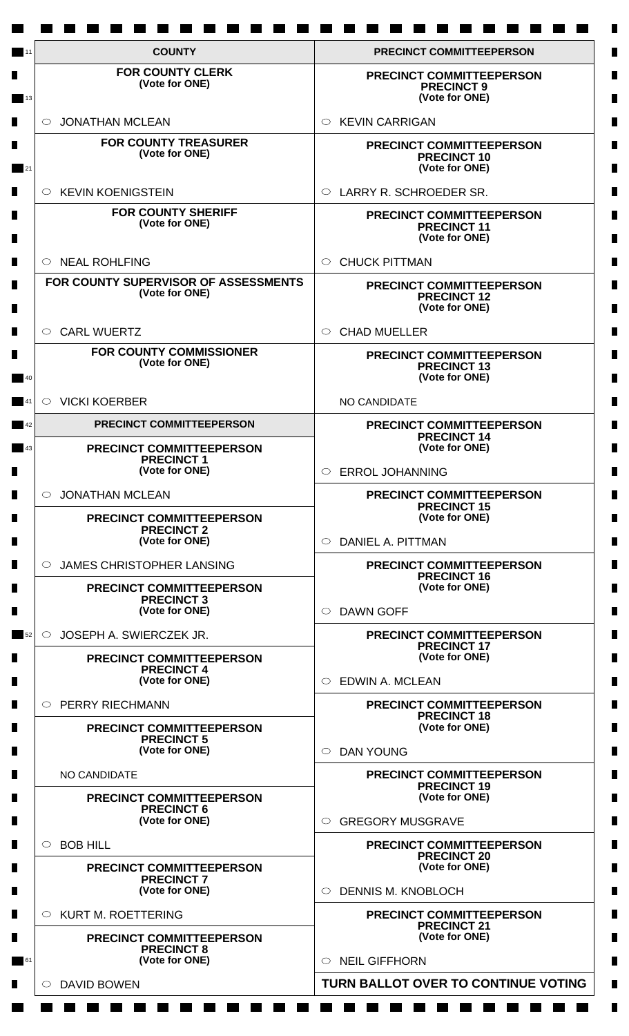## COUNTY

### FOR COUNTY CLERK
(Vote for ONE)

○ JONATHAN MCLEAN

### FOR COUNTY TREASURER
(Vote for ONE)

○ KEVIN KOENIGSTEIN

### FOR COUNTY SHERIFF
(Vote for ONE)

○ NEAL ROHLFING

### FOR COUNTY SUPERVISOR OF ASSESSMENTS
(Vote for ONE)

○ CARL WUERTZ

### FOR COUNTY COMMISSIONER
(Vote for ONE)

○ VICKI KOERBER

## PRECINCT COMMITTEEPERSON

### PRECINCT COMMITTEEPERSON PRECINCT 1
(Vote for ONE)

○ JONATHAN MCLEAN

### PRECINCT COMMITTEEPERSON PRECINCT 2
(Vote for ONE)

○ JAMES CHRISTOPHER LANSING

### PRECINCT COMMITTEEPERSON PRECINCT 3
(Vote for ONE)

○ JOSEPH A. SWIERCZEK JR.

### PRECINCT COMMITTEEPERSON PRECINCT 4
(Vote for ONE)

○ PERRY RIECHMANN

### PRECINCT COMMITTEEPERSON PRECINCT 5
(Vote for ONE)

NO CANDIDATE

### PRECINCT COMMITTEEPERSON PRECINCT 6
(Vote for ONE)

○ BOB HILL

### PRECINCT COMMITTEEPERSON PRECINCT 7
(Vote for ONE)

○ KURT M. ROETTERING

### PRECINCT COMMITTEEPERSON PRECINCT 8
(Vote for ONE)

○ DAVID BOWEN

### PRECINCT COMMITTEEPERSON PRECINCT 9
(Vote for ONE)

○ KEVIN CARRIGAN

### PRECINCT COMMITTEEPERSON PRECINCT 10
(Vote for ONE)

○ LARRY R. SCHROEDER SR.

### PRECINCT COMMITTEEPERSON PRECINCT 11
(Vote for ONE)

○ CHUCK PITTMAN

### PRECINCT COMMITTEEPERSON PRECINCT 12
(Vote for ONE)

○ CHAD MUELLER

### PRECINCT COMMITTEEPERSON PRECINCT 13
(Vote for ONE)

NO CANDIDATE

### PRECINCT COMMITTEEPERSON PRECINCT 14
(Vote for ONE)

○ ERROL JOHANNING

### PRECINCT COMMITTEEPERSON PRECINCT 15
(Vote for ONE)

○ DANIEL A. PITTMAN

### PRECINCT COMMITTEEPERSON PRECINCT 16
(Vote for ONE)

○ DAWN GOFF

### PRECINCT COMMITTEEPERSON PRECINCT 17
(Vote for ONE)

○ EDWIN A. MCLEAN

### PRECINCT COMMITTEEPERSON PRECINCT 18
(Vote for ONE)

○ DAN YOUNG

### PRECINCT COMMITTEEPERSON PRECINCT 19
(Vote for ONE)

○ GREGORY MUSGRAVE

### PRECINCT COMMITTEEPERSON PRECINCT 20
(Vote for ONE)

○ DENNIS M. KNOBLOCH

### PRECINCT COMMITTEEPERSON PRECINCT 21
(Vote for ONE)

○ NEIL GIFFHORN

**TURN BALLOT OVER TO CONTINUE VOTING**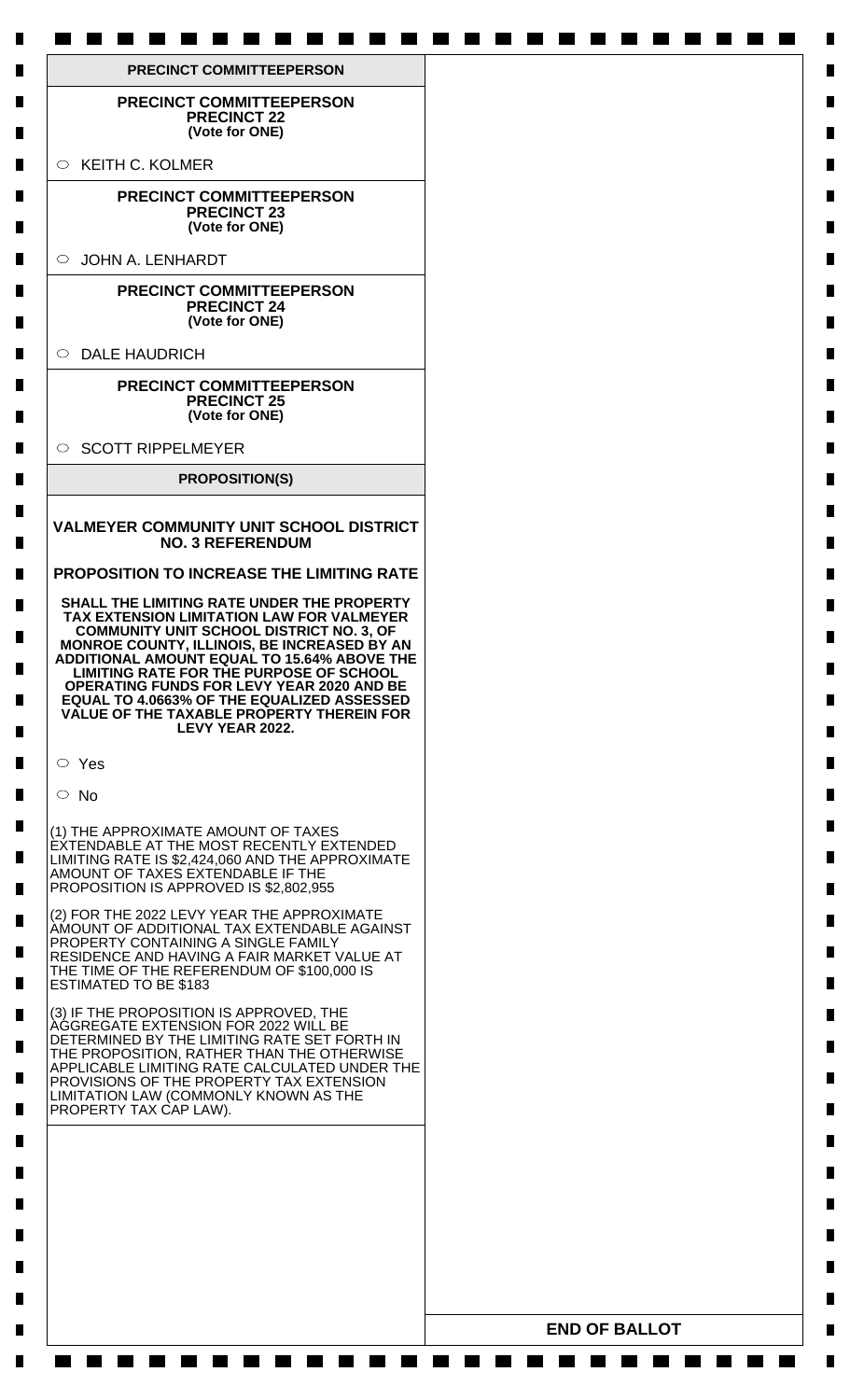## PRECINCT COMMITTEEPERSON

### PRECINCT COMMITTEEPERSON PRECINCT 22 (Vote for ONE)

○ KEITH C. KOLMER

### PRECINCT COMMITTEEPERSON PRECINCT 23 (Vote for ONE)

○ JOHN A. LENHARDT

### PRECINCT COMMITTEEPERSON PRECINCT 24 (Vote for ONE)

○ DALE HAUDRICH

### PRECINCT COMMITTEEPERSON PRECINCT 25 (Vote for ONE)

○ SCOTT RIPPELMEYER

## PROPOSITION(S)

### VALMEYER COMMUNITY UNIT SCHOOL DISTRICT NO. 3 REFERENDUM

### PROPOSITION TO INCREASE THE LIMITING RATE

**SHALL THE LIMITING RATE UNDER THE PROPERTY TAX EXTENSION LIMITATION LAW FOR VALMEYER COMMUNITY UNIT SCHOOL DISTRICT NO. 3, OF MONROE COUNTY, ILLINOIS, BE INCREASED BY AN ADDITIONAL AMOUNT EQUAL TO 15.64% ABOVE THE LIMITING RATE FOR THE PURPOSE OF SCHOOL OPERATING FUNDS FOR LEVY YEAR 2020 AND BE EQUAL TO 4.0663% OF THE EQUALIZED ASSESSED VALUE OF THE TAXABLE PROPERTY THEREIN FOR LEVY YEAR 2022.**

○ Yes

○ No

(1) THE APPROXIMATE AMOUNT OF TAXES EXTENDABLE AT THE MOST RECENTLY EXTENDED LIMITING RATE IS $2,424,060 AND THE APPROXIMATE AMOUNT OF TAXES EXTENDABLE IF THE PROPOSITION IS APPROVED IS $2,802,955

(2) FOR THE 2022 LEVY YEAR THE APPROXIMATE AMOUNT OF ADDITIONAL TAX EXTENDABLE AGAINST PROPERTY CONTAINING A SINGLE FAMILY RESIDENCE AND HAVING A FAIR MARKET VALUE AT THE TIME OF THE REFERENDUM OF $100,000 IS ESTIMATED TO BE $183

(3) IF THE PROPOSITION IS APPROVED, THE AGGREGATE EXTENSION FOR 2022 WILL BE DETERMINED BY THE LIMITING RATE SET FORTH IN THE PROPOSITION, RATHER THAN THE OTHERWISE APPLICABLE LIMITING RATE CALCULATED UNDER THE PROVISIONS OF THE PROPERTY TAX EXTENSION LIMITATION LAW (COMMONLY KNOWN AS THE PROPERTY TAX CAP LAW).

**END OF BALLOT**